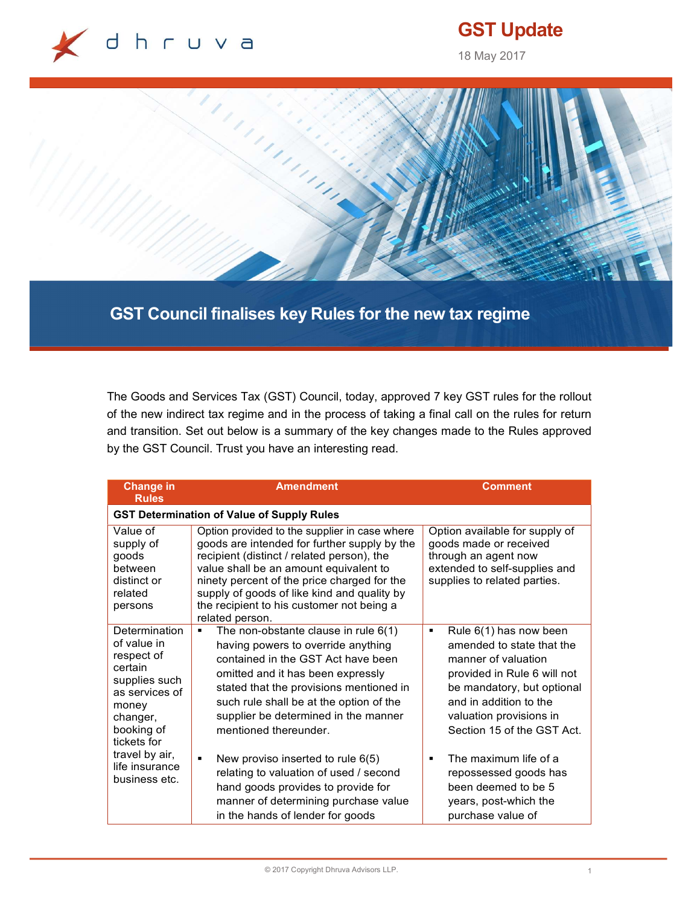# GST Update

18 May 2017

## GST Council finalises key Rules for the new tax regime

The Goods and Services Tax (GST) Council, today, approved 7 key GST rules for the rollout of the new indirect tax regime and in the process of taking a final call on the rules for return and transition. Set out below is a summary of the key changes made to the Rules approved by the GST Council. Trust you have an interesting read.

| Change in Rules | Amendment | Comment |
|---|---|---|
| **GST Determination of Value of Supply Rules** | | |
| Value of supply of goods between distinct or related persons | Option provided to the supplier in case where goods are intended for further supply by the recipient (distinct / related person), the value shall be an amount equivalent to ninety percent of the price charged for the supply of goods of like kind and quality by the recipient to his customer not being a related person. | Option available for supply of goods made or received through an agent now extended to self-supplies and supplies to related parties. |
| Determination of value in respect of certain supplies such as services of money changer, booking of tickets for travel by air, life insurance business etc. | ▪ The non-obstante clause in rule 6(1) having powers to override anything contained in the GST Act have been omitted and it has been expressly stated that the provisions mentioned in such rule shall be at the option of the supplier be determined in the manner mentioned thereunder.<br><br>▪ New proviso inserted to rule 6(5) relating to valuation of used / second hand goods provides to provide for manner of determining purchase value in the hands of lender for goods | ▪ Rule 6(1) has now been amended to state that the manner of valuation provided in Rule 6 will not be mandatory, but optional and in addition to the valuation provisions in Section 15 of the GST Act.<br><br>▪ The maximum life of a repossessed goods has been deemed to be 5 years, post-which the purchase value of |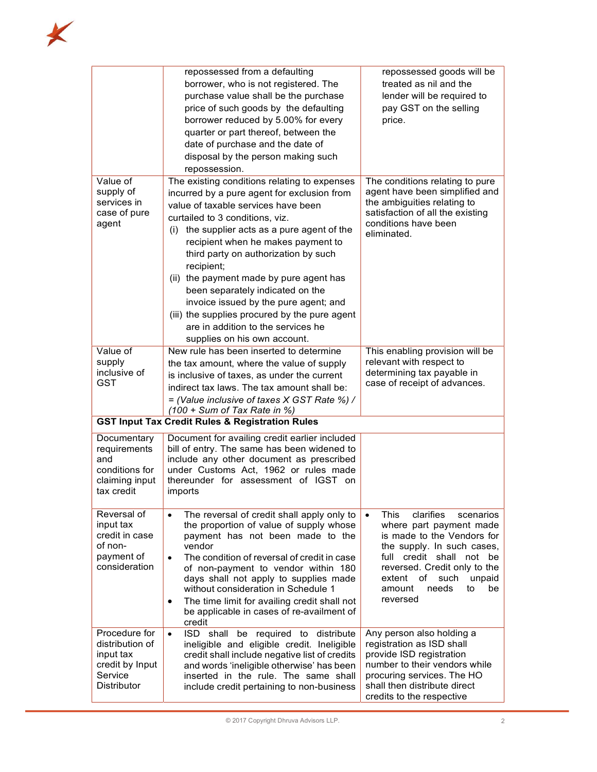| | | |
|---|---|---|
| | repossessed from a defaulting borrower, who is not registered. The purchase value shall be the purchase price of such goods by the defaulting borrower reduced by 5.00% for every quarter or part thereof, between the date of purchase and the date of disposal by the person making such repossession. | repossessed goods will be treated as nil and the lender will be required to pay GST on the selling price. |
| Value of supply of services in case of pure agent | The existing conditions relating to expenses incurred by a pure agent for exclusion from value of taxable services have been curtailed to 3 conditions, viz.<br>(i) the supplier acts as a pure agent of the recipient when he makes payment to third party on authorization by such recipient;<br>(ii) the payment made by pure agent has been separately indicated on the invoice issued by the pure agent; and<br>(iii) the supplies procured by the pure agent are in addition to the services he supplies on his own account. | The conditions relating to pure agent have been simplified and the ambiguities relating to satisfaction of all the existing conditions have been eliminated. |
| Value of supply inclusive of GST | New rule has been inserted to determine the tax amount, where the value of supply is inclusive of taxes, as under the current indirect tax laws. The tax amount shall be:<br>*= (Value inclusive of taxes X GST Rate %) / (100 + Sum of Tax Rate in %)* | This enabling provision will be relevant with respect to determining tax payable in case of receipt of advances. |
| **GST Input Tax Credit Rules & Registration Rules** | | |
| Documentary requirements and conditions for claiming input tax credit | Document for availing credit earlier included bill of entry. The same has been widened to include any other document as prescribed under Customs Act, 1962 or rules made thereunder for assessment of IGST on imports | |
| Reversal of input tax credit in case of non-payment of consideration | • The reversal of credit shall apply only to the proportion of value of supply whose payment has not been made to the vendor<br>• The condition of reversal of credit in case of non-payment to vendor within 180 days shall not apply to supplies made without consideration in Schedule 1<br>• The time limit for availing credit shall not be applicable in cases of re-availment of credit | • This clarifies scenarios where part payment made is made to the Vendors for the supply. In such cases, full credit shall not be reversed. Credit only to the extent of such unpaid amount needs to be reversed |
| Procedure for distribution of input tax credit by Input Service Distributor | • ISD shall be required to distribute ineligible and eligible credit. Ineligible credit shall include negative list of credits and words 'ineligible otherwise' has been inserted in the rule. The same shall include credit pertaining to non-business | Any person also holding a registration as ISD shall provide ISD registration number to their vendors while procuring services. The HO shall then distribute direct credits to the respective |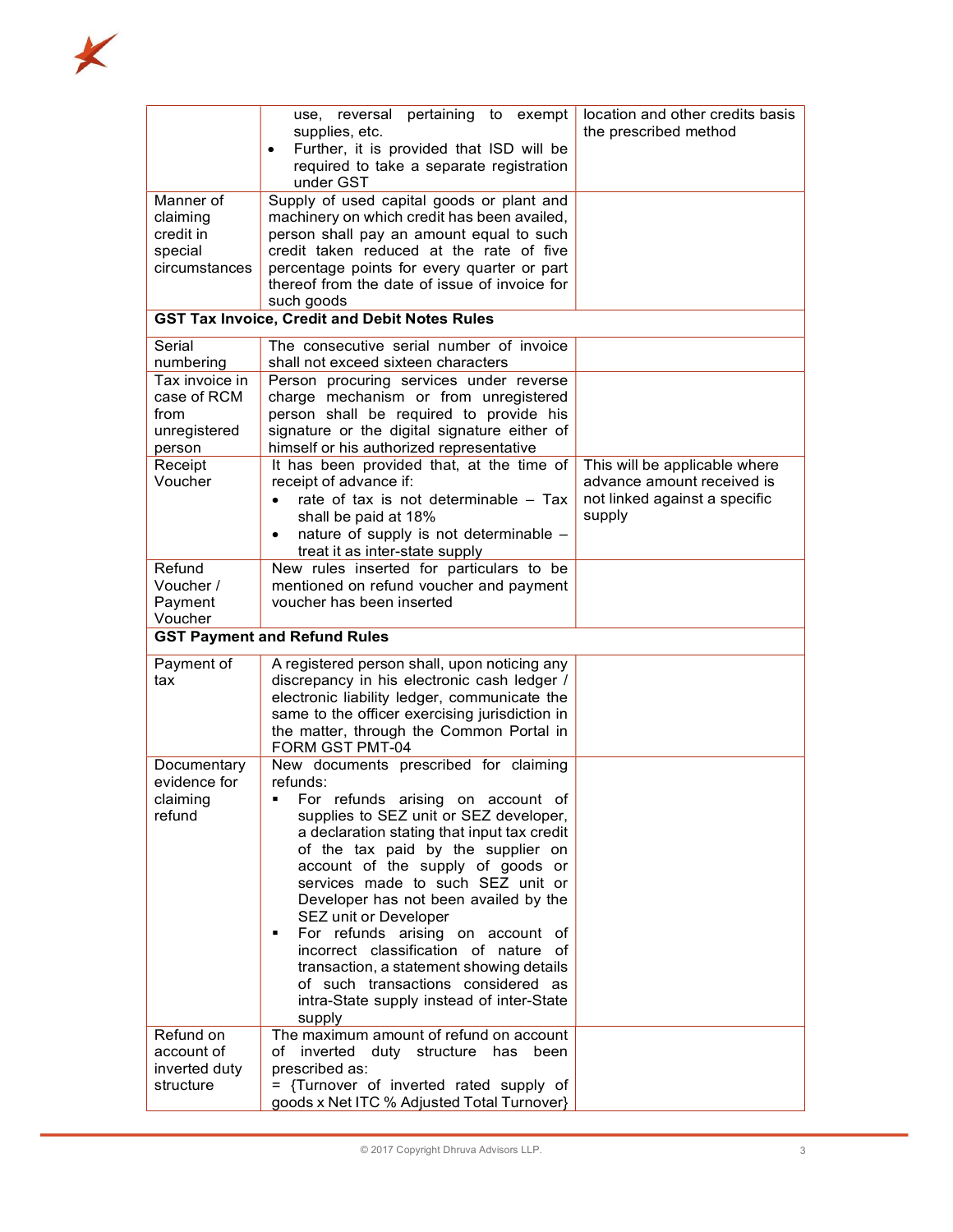| | | |
|---|---|---|
| | use, reversal pertaining to exempt supplies, etc.<br>• Further, it is provided that ISD will be required to take a separate registration under GST | location and other credits basis the prescribed method |
| Manner of claiming credit in special circumstances | Supply of used capital goods or plant and machinery on which credit has been availed, person shall pay an amount equal to such credit taken reduced at the rate of five percentage points for every quarter or part thereof from the date of issue of invoice for such goods | |
| **GST Tax Invoice, Credit and Debit Notes Rules** | | |
| Serial numbering | The consecutive serial number of invoice shall not exceed sixteen characters | |
| Tax invoice in case of RCM from unregistered person | Person procuring services under reverse charge mechanism or from unregistered person shall be required to provide his signature or the digital signature either of himself or his authorized representative | |
| Receipt Voucher | It has been provided that, at the time of receipt of advance if:<br>• rate of tax is not determinable – Tax shall be paid at 18%<br>• nature of supply is not determinable – treat it as inter-state supply | This will be applicable where advance amount received is not linked against a specific supply |
| Refund Voucher / Payment Voucher | New rules inserted for particulars to be mentioned on refund voucher and payment voucher has been inserted | |
| **GST Payment and Refund Rules** | | |
| Payment of tax | A registered person shall, upon noticing any discrepancy in his electronic cash ledger / electronic liability ledger, communicate the same to the officer exercising jurisdiction in the matter, through the Common Portal in FORM GST PMT-04 | |
| Documentary evidence for claiming refund | New documents prescribed for claiming refunds:<br>▪ For refunds arising on account of supplies to SEZ unit or SEZ developer, a declaration stating that input tax credit of the tax paid by the supplier on account of the supply of goods or services made to such SEZ unit or Developer has not been availed by the SEZ unit or Developer<br>▪ For refunds arising on account of incorrect classification of nature of transaction, a statement showing details of such transactions considered as intra-State supply instead of inter-State supply | |
| Refund on account of inverted duty structure | The maximum amount of refund on account of inverted duty structure has been prescribed as:<br>= {Turnover of inverted rated supply of goods x Net ITC % Adjusted Total Turnover} | |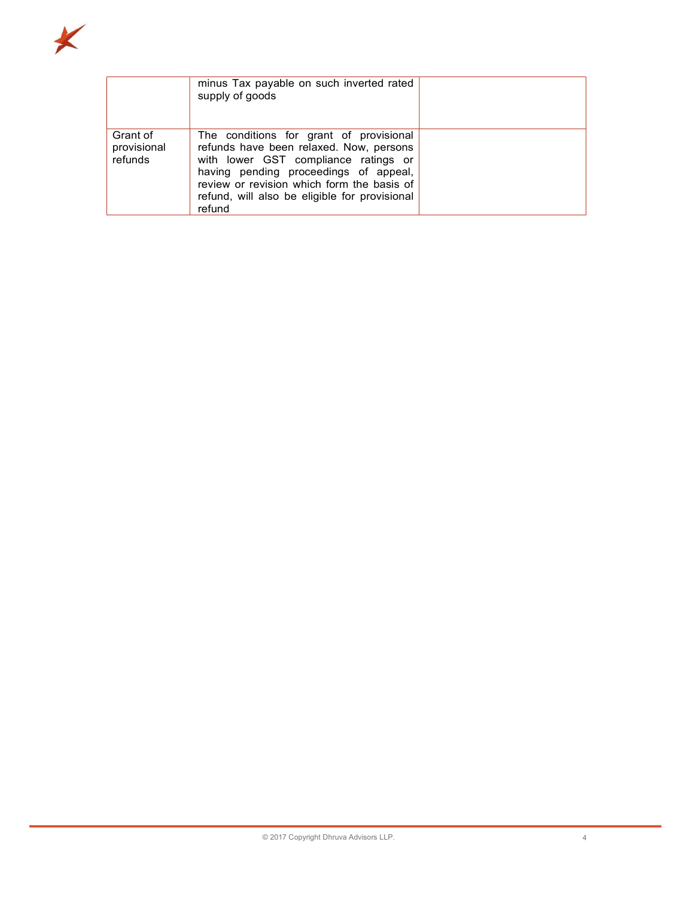| | | |
|---|---|---|
| | minus Tax payable on such inverted rated supply of goods | |
| Grant of provisional refunds | The conditions for grant of provisional refunds have been relaxed. Now, persons with lower GST compliance ratings or having pending proceedings of appeal, review or revision which form the basis of refund, will also be eligible for provisional refund | |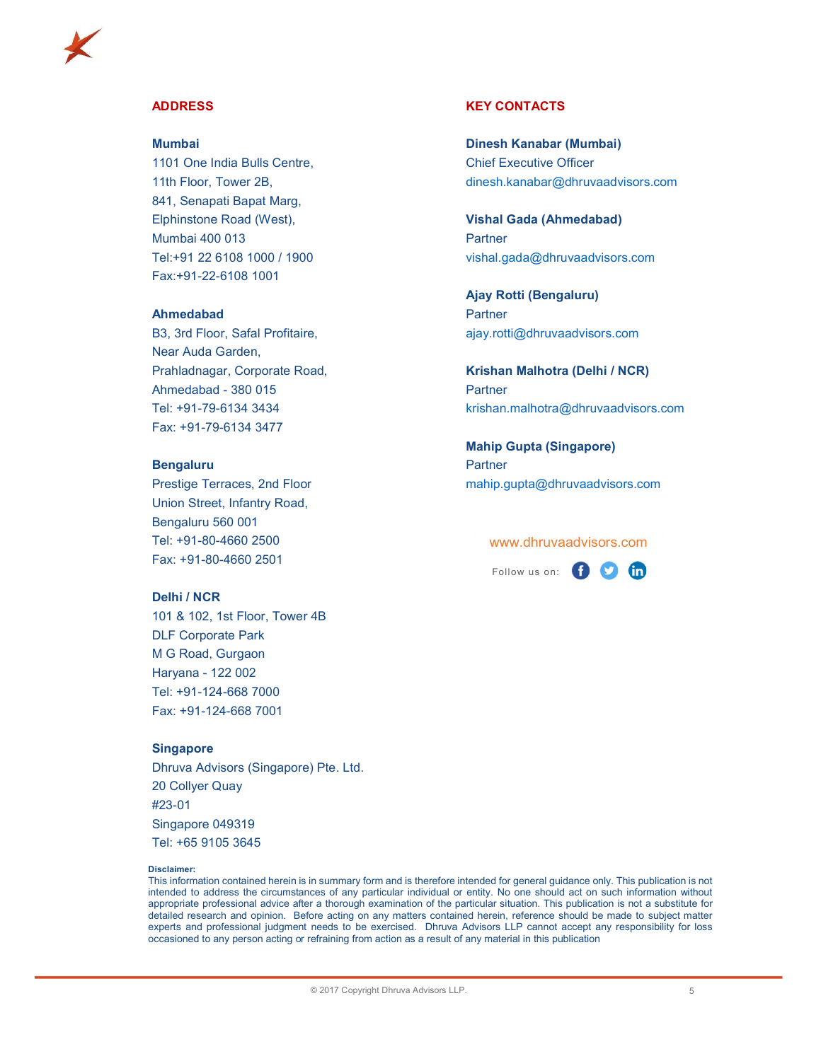## ADDRESS

**Mumbai**
1101 One India Bulls Centre,
11th Floor, Tower 2B,
841, Senapati Bapat Marg,
Elphinstone Road (West),
Mumbai 400 013
Tel:+91 22 6108 1000 / 1900
Fax:+91-22-6108 1001

**Ahmedabad**
B3, 3rd Floor, Safal Profitaire,
Near Auda Garden,
Prahladnagar, Corporate Road,
Ahmedabad - 380 015
Tel: +91-79-6134 3434
Fax: +91-79-6134 3477

**Bengaluru**
Prestige Terraces, 2nd Floor
Union Street, Infantry Road,
Bengaluru 560 001
Tel: +91-80-4660 2500
Fax: +91-80-4660 2501

**Delhi / NCR**
101 & 102, 1st Floor, Tower 4B
DLF Corporate Park
M G Road, Gurgaon
Haryana - 122 002
Tel: +91-124-668 7000
Fax: +91-124-668 7001

**Singapore**
Dhruva Advisors (Singapore) Pte. Ltd.
20 Collyer Quay
#23-01
Singapore 049319
Tel: +65 9105 3645

## KEY CONTACTS

**Dinesh Kanabar (Mumbai)**
Chief Executive Officer
dinesh.kanabar@dhruvaadvisors.com

**Vishal Gada (Ahmedabad)**
Partner
vishal.gada@dhruvaadvisors.com

**Ajay Rotti (Bengaluru)**
Partner
ajay.rotti@dhruvaadvisors.com

**Krishan Malhotra (Delhi / NCR)**
Partner
krishan.malhotra@dhruvaadvisors.com

**Mahip Gupta (Singapore)**
Partner
mahip.gupta@dhruvaadvisors.com

www.dhruvaadvisors.com

Follow us on:

**Disclaimer:**
This information contained herein is in summary form and is therefore intended for general guidance only. This publication is not intended to address the circumstances of any particular individual or entity. No one should act on such information without appropriate professional advice after a thorough examination of the particular situation. This publication is not a substitute for detailed research and opinion. Before acting on any matters contained herein, reference should be made to subject matter experts and professional judgment needs to be exercised. Dhruva Advisors LLP cannot accept any responsibility for loss occasioned to any person acting or refraining from action as a result of any material in this publication

© 2017 Copyright Dhruva Advisors LLP.